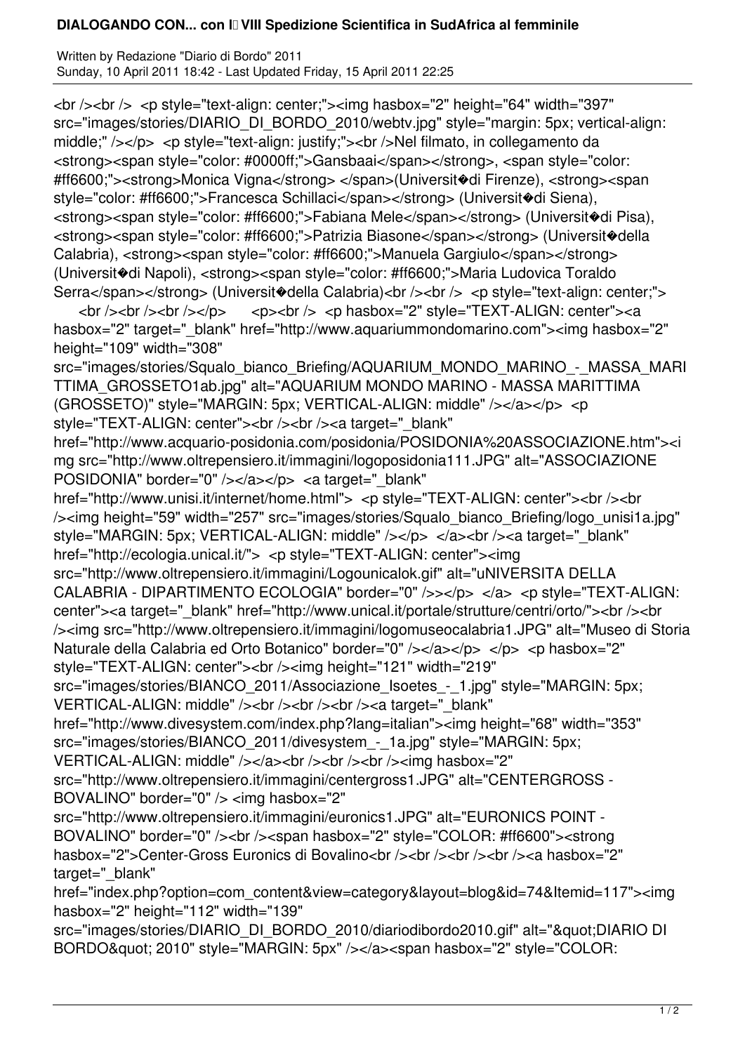# DIALOGANDO CON... con l VIII Spedizione Scientifica in SudAfrica al femminile

Written by Redazione "Diario di Bordo" 2011
Sunday, 10 April 2011 18:42 - Last Updated Friday, 15 April 2011 22:25

<br /><br /> <p style="text-align: center;"><img hasbox="2" height="64" width="397" src="images/stories/DIARIO_DI_BORDO_2010/webtv.jpg" style="margin: 5px; vertical-align: middle;" /></p> <p style="text-align: justify;"><br />Nel filmato, in collegamento da <strong><span style="color: #0000ff;">Gansbaai</span></strong>, <span style="color: #ff6600;"><strong>Monica Vigna</strong> </span>(Universit�di Firenze), <strong><span style="color: #ff6600;">Francesca Schillaci</span></strong> (Universit�di Siena), <strong><span style="color: #ff6600;">Fabiana Mele</span></strong> (Universit�di Pisa), <strong><span style="color: #ff6600;">Patrizia Biasone</span></strong> (Universit�della Calabria), <strong><span style="color: #ff6600;">Manuela Gargiulo</span></strong> (Universit�di Napoli), <strong><span style="color: #ff6600;">Maria Ludovica Toraldo Serra</span></strong> (Universit�della Calabria)<br /><br /> <p style="text-align: center;"> <br /><br /><br /></p> <p><br /> <p hasbox="2" style="TEXT-ALIGN: center"><a hasbox="2" target="_blank" href="http://www.aquariummondomarino.com"><img hasbox="2" height="109" width="308" src="images/stories/Squalo_bianco_Briefing/AQUARIUM_MONDO_MARINO_-_MASSA_MARITTIMA_GROSSETO1ab.jpg" alt="AQUARIUM MONDO MARINO - MASSA MARITTIMA (GROSSETO)" style="MARGIN: 5px; VERTICAL-ALIGN: middle" /></a></p> <p style="TEXT-ALIGN: center"><br /><br /><a target="_blank" href="http://www.acquario-posidonia.com/posidonia/POSIDONIA%20ASSOCIAZIONE.htm"><img src="http://www.oltrepensiero.it/immagini/logoposidonia111.JPG" alt="ASSOCIAZIONE POSIDONIA" border="0" /></a></p> <a target="_blank" href="http://www.unisi.it/internet/home.html"> <p style="TEXT-ALIGN: center"><br /><br /><img height="59" width="257" src="images/stories/Squalo_bianco_Briefing/logo_unisi1a.jpg" style="MARGIN: 5px; VERTICAL-ALIGN: middle" /></p> </a><br /><a target="_blank" href="http://ecologia.unical.it/"> <p style="TEXT-ALIGN: center"><img src="http://www.oltrepensiero.it/immagini/Logounicalok.gif" alt="uNIVERSITA DELLA CALABRIA - DIPARTIMENTO ECOLOGIA" border="0" />></p> </a> <p style="TEXT-ALIGN: center"><a target="_blank" href="http://www.unical.it/portale/strutture/centri/orto/"><br /><br /><img src="http://www.oltrepensiero.it/immagini/logomuseocalabria1.JPG" alt="Museo di Storia Naturale della Calabria ed Orto Botanico" border="0" /></a></p> </p> <p hasbox="2" style="TEXT-ALIGN: center"><br /><img height="121" width="219" src="images/stories/BIANCO_2011/Associazione_Isoetes_-_1.jpg" style="MARGIN: 5px; VERTICAL-ALIGN: middle" /><br /><br /><br /><a target="_blank" href="http://www.divesystem.com/index.php?lang=italian"><img height="68" width="353" src="images/stories/BIANCO_2011/divesystem_-_1a.jpg" style="MARGIN: 5px; VERTICAL-ALIGN: middle" /></a><br /><br /><br /><img hasbox="2" src="http://www.oltrepensiero.it/immagini/centergross1.JPG" alt="CENTERGROSS - BOVALINO" border="0" /> <img hasbox="2" src="http://www.oltrepensiero.it/immagini/euronics1.JPG" alt="EURONICS POINT - BOVALINO" border="0" /><br /><span hasbox="2" style="COLOR: #ff6600"><strong hasbox="2">Center-Gross Euronics di Bovalino<br /><br /><br /><br /><a hasbox="2" target="_blank" href="index.php?option=com_content&view=category&layout=blog&id=74&Itemid=117"><img hasbox="2" height="112" width="139" src="images/stories/DIARIO_DI_BORDO_2010/diariodibordo2010.gif" alt="&quot;DIARIO DI BORDO&quot; 2010" style="MARGIN: 5px" /></a><span hasbox="2" style="COLOR: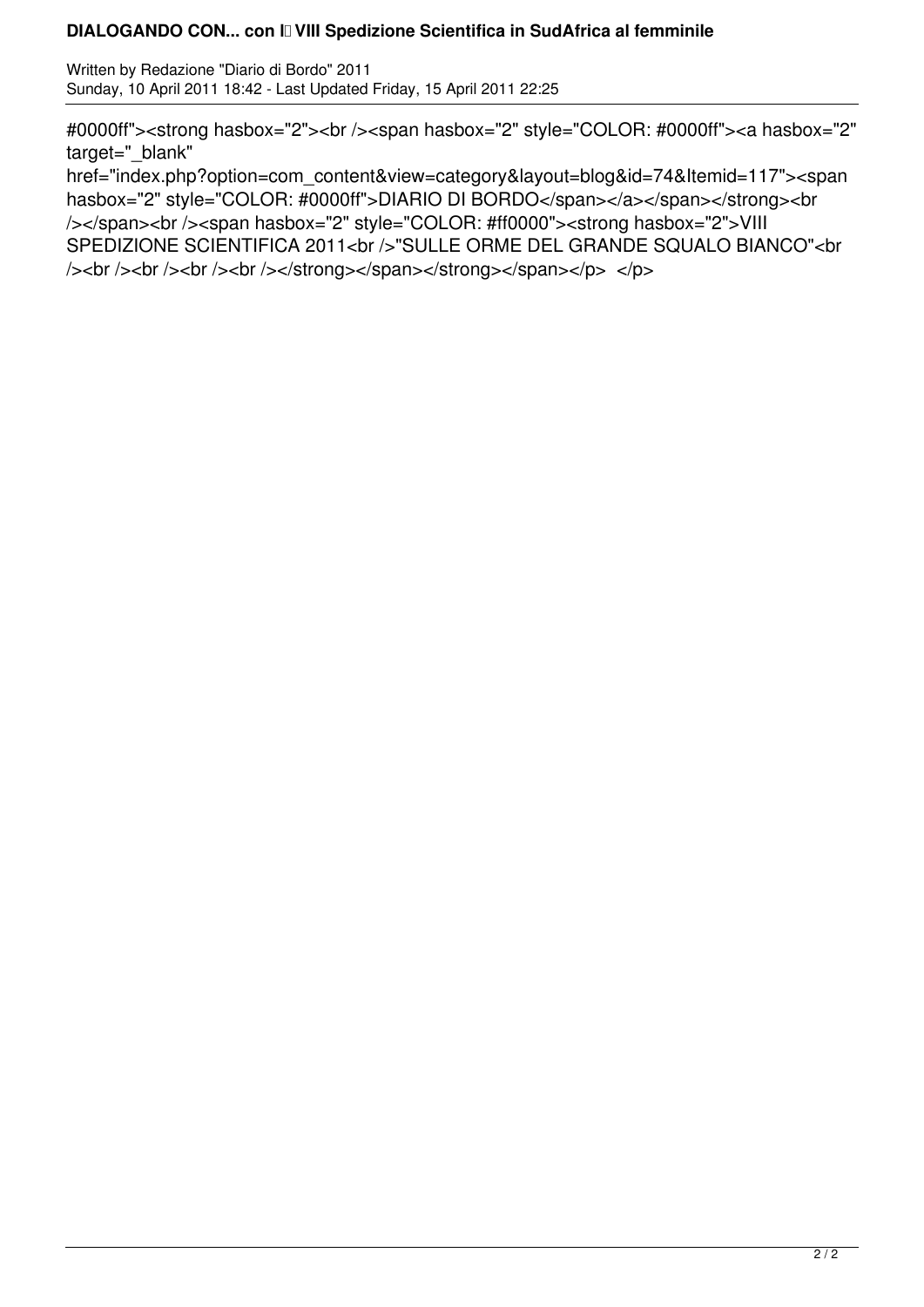#0000ff"><strong hasbox="2"><br /><span hasbox="2" style="COLOR: #0000ff"><a hasbox="2" target="_blank" href="index.php?option=com_content&view=category&layout=blog&id=74&Itemid=117"><span hasbox="2" style="COLOR: #0000ff">DIARIO DI BORDO</span></a></span></strong><br /></span><br /><span hasbox="2" style="COLOR: #ff0000"><strong hasbox="2">VIII SPEDIZIONE SCIENTIFICA 2011<br />"SULLE ORME DEL GRANDE SQUALO BIANCO"<br /><br /><br /><br /><br /></strong></span></strong></span></p> </p>